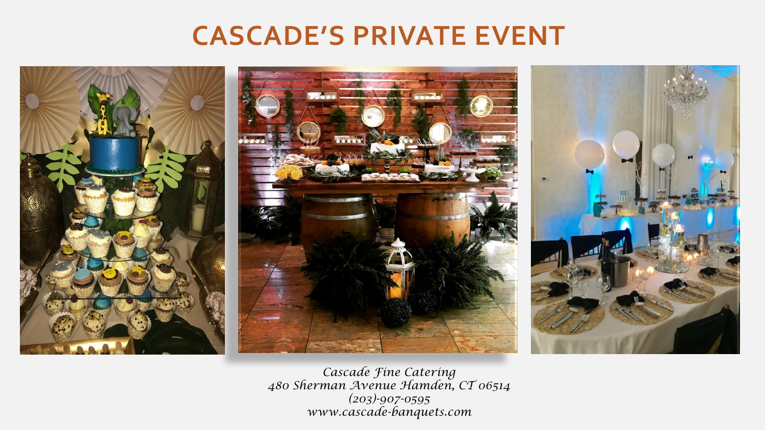# CASCADE'S PRIVATE EVENT

*Cascade Fine Catering*
*480 Sherman Avenue Hamden, CT 06514*
*(203)-907-0595*
*www.cascade-banquets.com*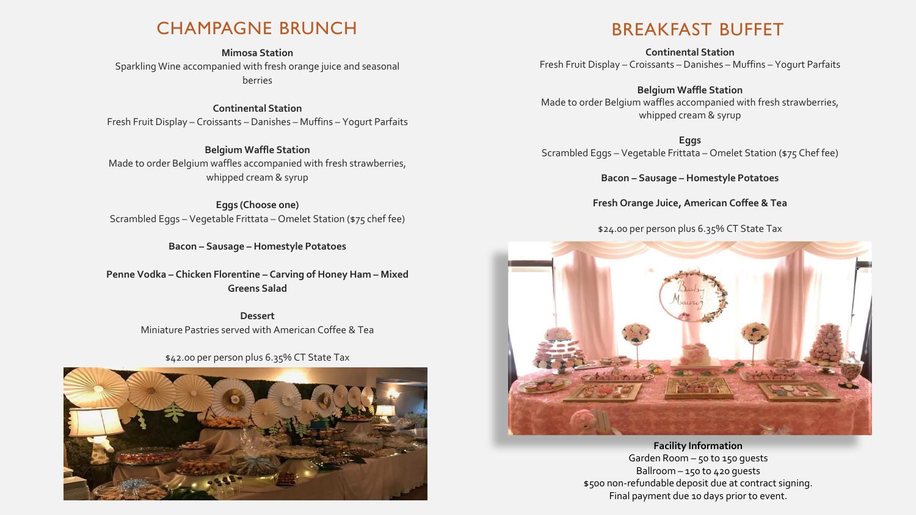## CHAMPAGNE BRUNCH

**Mimosa Station**
Sparkling Wine accompanied with fresh orange juice and seasonal berries

**Continental Station**
Fresh Fruit Display – Croissants – Danishes – Muffins – Yogurt Parfaits

**Belgium Waffle Station**
Made to order Belgium waffles accompanied with fresh strawberries, whipped cream & syrup

**Eggs (Choose one)**
Scrambled Eggs – Vegetable Frittata – Omelet Station ($75 chef fee)

**Bacon – Sausage – Homestyle Potatoes**

**Penne Vodka – Chicken Florentine – Carving of Honey Ham – Mixed Greens Salad**

**Dessert**
Miniature Pastries served with American Coffee & Tea

$42.00 per person plus 6.35% CT State Tax

## BREAKFAST BUFFET

**Continental Station**
Fresh Fruit Display – Croissants – Danishes – Muffins – Yogurt Parfaits

**Belgium Waffle Station**
Made to order Belgium waffles accompanied with fresh strawberries, whipped cream & syrup

**Eggs**
Scrambled Eggs – Vegetable Frittata – Omelet Station ($75 Chef fee)

**Bacon – Sausage – Homestyle Potatoes**

**Fresh Orange Juice, American Coffee & Tea**

$24.00 per person plus 6.35% CT State Tax

**Facility Information**
Garden Room – 50 to 150 guests
Ballroom – 150 to 420 guests
$500 non-refundable deposit due at contract signing.
Final payment due 10 days prior to event.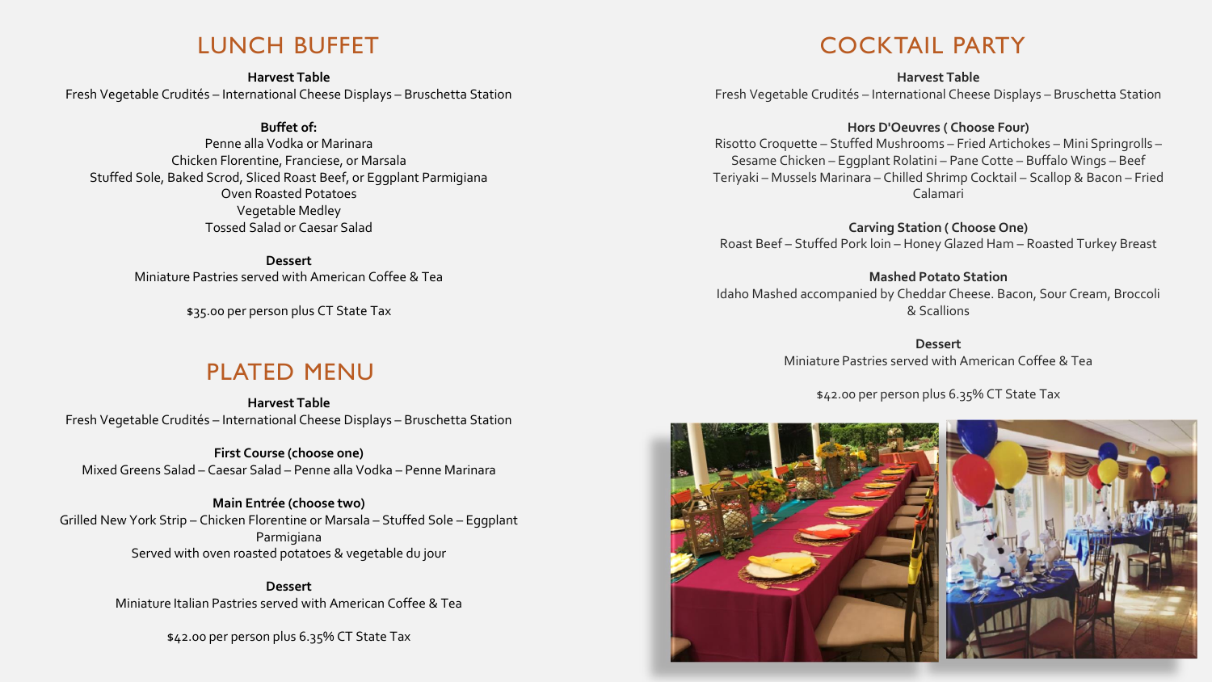## LUNCH BUFFET

**Harvest Table**
Fresh Vegetable Crudités – International Cheese Displays – Bruschetta Station

**Buffet of:**
Penne alla Vodka or Marinara
Chicken Florentine, Franciese, or Marsala
Stuffed Sole, Baked Scrod, Sliced Roast Beef, or Eggplant Parmigiana
Oven Roasted Potatoes
Vegetable Medley
Tossed Salad or Caesar Salad

**Dessert**
Miniature Pastries served with American Coffee & Tea

$35.00 per person plus CT State Tax

## PLATED MENU

**Harvest Table**
Fresh Vegetable Crudités – International Cheese Displays – Bruschetta Station

**First Course (choose one)**
Mixed Greens Salad – Caesar Salad – Penne alla Vodka – Penne Marinara

**Main Entrée (choose two)**
Grilled New York Strip – Chicken Florentine or Marsala – Stuffed Sole – Eggplant Parmigiana
Served with oven roasted potatoes & vegetable du jour

**Dessert**
Miniature Italian Pastries served with American Coffee & Tea

$42.00 per person plus 6.35% CT State Tax

## COCKTAIL PARTY

**Harvest Table**
Fresh Vegetable Crudités – International Cheese Displays – Bruschetta Station

**Hors D'Oeuvres ( Choose Four)**
Risotto Croquette – Stuffed Mushrooms – Fried Artichokes – Mini Springrolls – Sesame Chicken – Eggplant Rolatini – Pane Cotte – Buffalo Wings – Beef Teriyaki – Mussels Marinara – Chilled Shrimp Cocktail – Scallop & Bacon – Fried Calamari

**Carving Station ( Choose One)**
Roast Beef – Stuffed Pork loin – Honey Glazed Ham – Roasted Turkey Breast

**Mashed Potato Station**
Idaho Mashed accompanied by Cheddar Cheese. Bacon, Sour Cream, Broccoli & Scallions

**Dessert**
Miniature Pastries served with American Coffee & Tea

$42.00 per person plus 6.35% CT State Tax